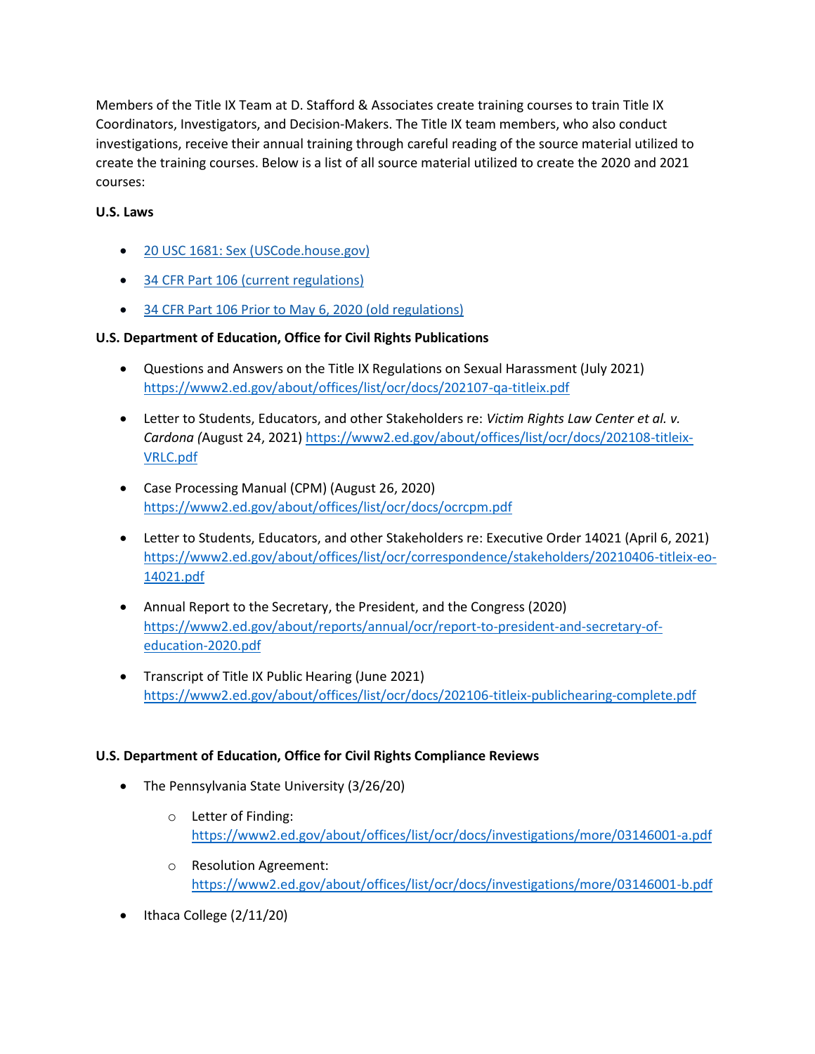Members of the Title IX Team at D. Stafford & Associates create training courses to train Title IX Coordinators, Investigators, and Decision-Makers. The Title IX team members, who also conduct investigations, receive their annual training through careful reading of the source material utilized to create the training courses. Below is a list of all source material utilized to create the 2020 and 2021 courses:

**U.S. Laws**

- 20 USC 1681: Sex (USCode.house.gov)
- 34 CFR Part 106 (current regulations)
- 34 CFR Part 106 Prior to May 6, 2020 (old regulations)

**U.S. Department of Education, Office for Civil Rights Publications**

- Questions and Answers on the Title IX Regulations on Sexual Harassment (July 2021) https://www2.ed.gov/about/offices/list/ocr/docs/202107-qa-titleix.pdf
- Letter to Students, Educators, and other Stakeholders re: *Victim Rights Law Center et al. v. Cardona* (August 24, 2021) https://www2.ed.gov/about/offices/list/ocr/docs/202108-titleix-VRLC.pdf
- Case Processing Manual (CPM) (August 26, 2020) https://www2.ed.gov/about/offices/list/ocr/docs/ocrcpm.pdf
- Letter to Students, Educators, and other Stakeholders re: Executive Order 14021 (April 6, 2021) https://www2.ed.gov/about/offices/list/ocr/correspondence/stakeholders/20210406-titleix-eo-14021.pdf
- Annual Report to the Secretary, the President, and the Congress (2020) https://www2.ed.gov/about/reports/annual/ocr/report-to-president-and-secretary-of-education-2020.pdf
- Transcript of Title IX Public Hearing (June 2021) https://www2.ed.gov/about/offices/list/ocr/docs/202106-titleix-publichearing-complete.pdf

**U.S. Department of Education, Office for Civil Rights Compliance Reviews**

- The Pennsylvania State University (3/26/20)
  - Letter of Finding: https://www2.ed.gov/about/offices/list/ocr/docs/investigations/more/03146001-a.pdf
  - Resolution Agreement: https://www2.ed.gov/about/offices/list/ocr/docs/investigations/more/03146001-b.pdf
- Ithaca College (2/11/20)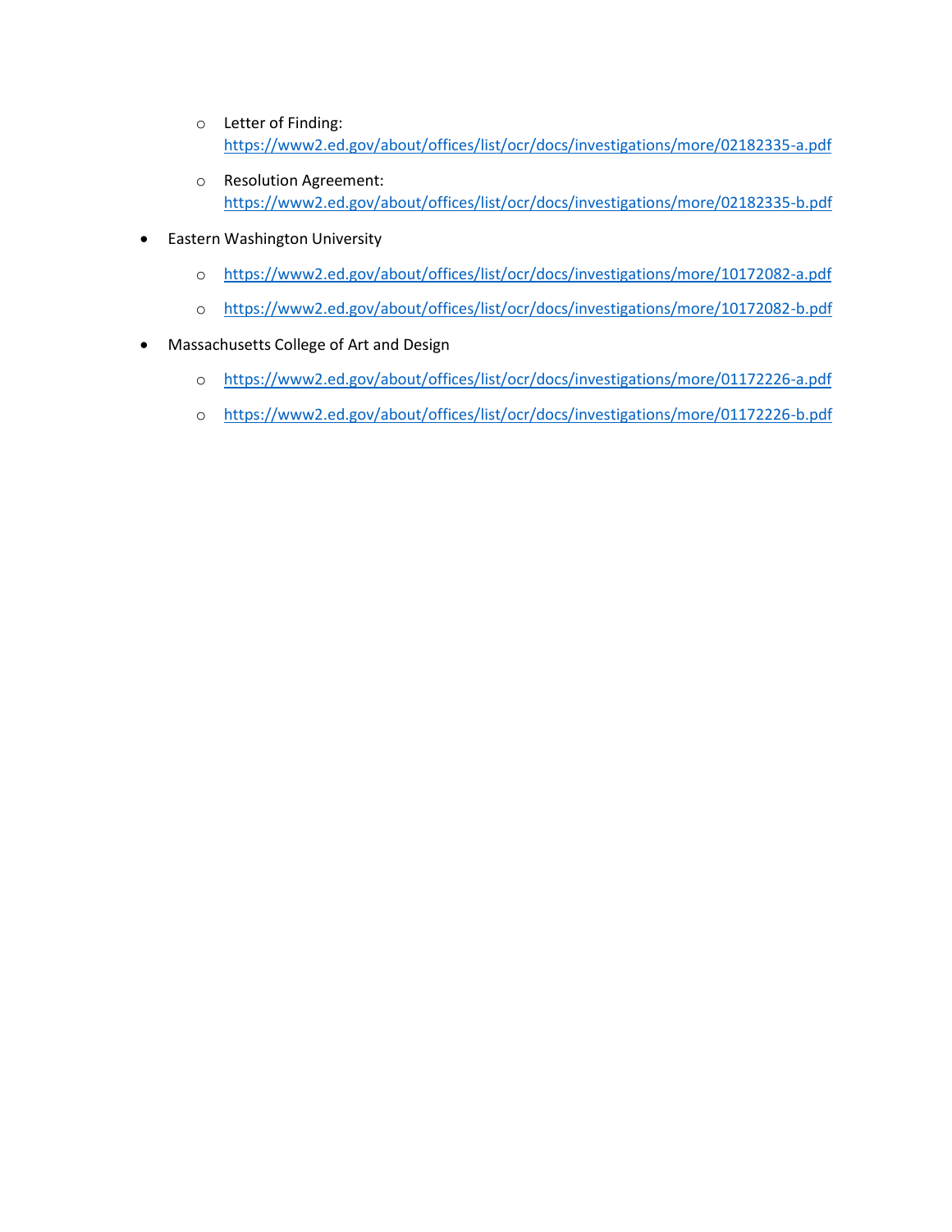- Letter of Finding: https://www2.ed.gov/about/offices/list/ocr/docs/investigations/more/02182335-a.pdf
  - Resolution Agreement: https://www2.ed.gov/about/offices/list/ocr/docs/investigations/more/02182335-b.pdf

- Eastern Washington University
  - https://www2.ed.gov/about/offices/list/ocr/docs/investigations/more/10172082-a.pdf
  - https://www2.ed.gov/about/offices/list/ocr/docs/investigations/more/10172082-b.pdf

- Massachusetts College of Art and Design
  - https://www2.ed.gov/about/offices/list/ocr/docs/investigations/more/01172226-a.pdf
  - https://www2.ed.gov/about/offices/list/ocr/docs/investigations/more/01172226-b.pdf